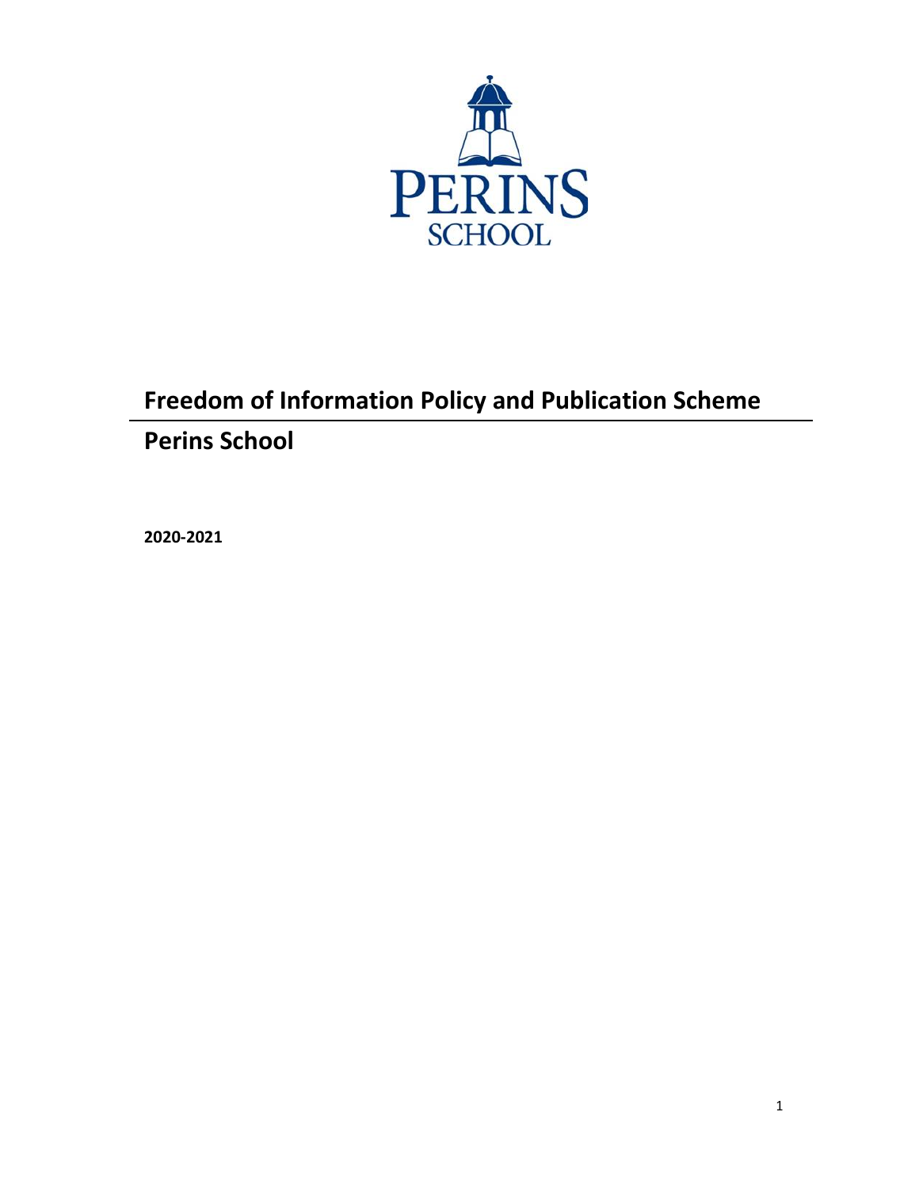# Freedom of Information Policy and Publication Scheme

## Perins School

**2020-2021**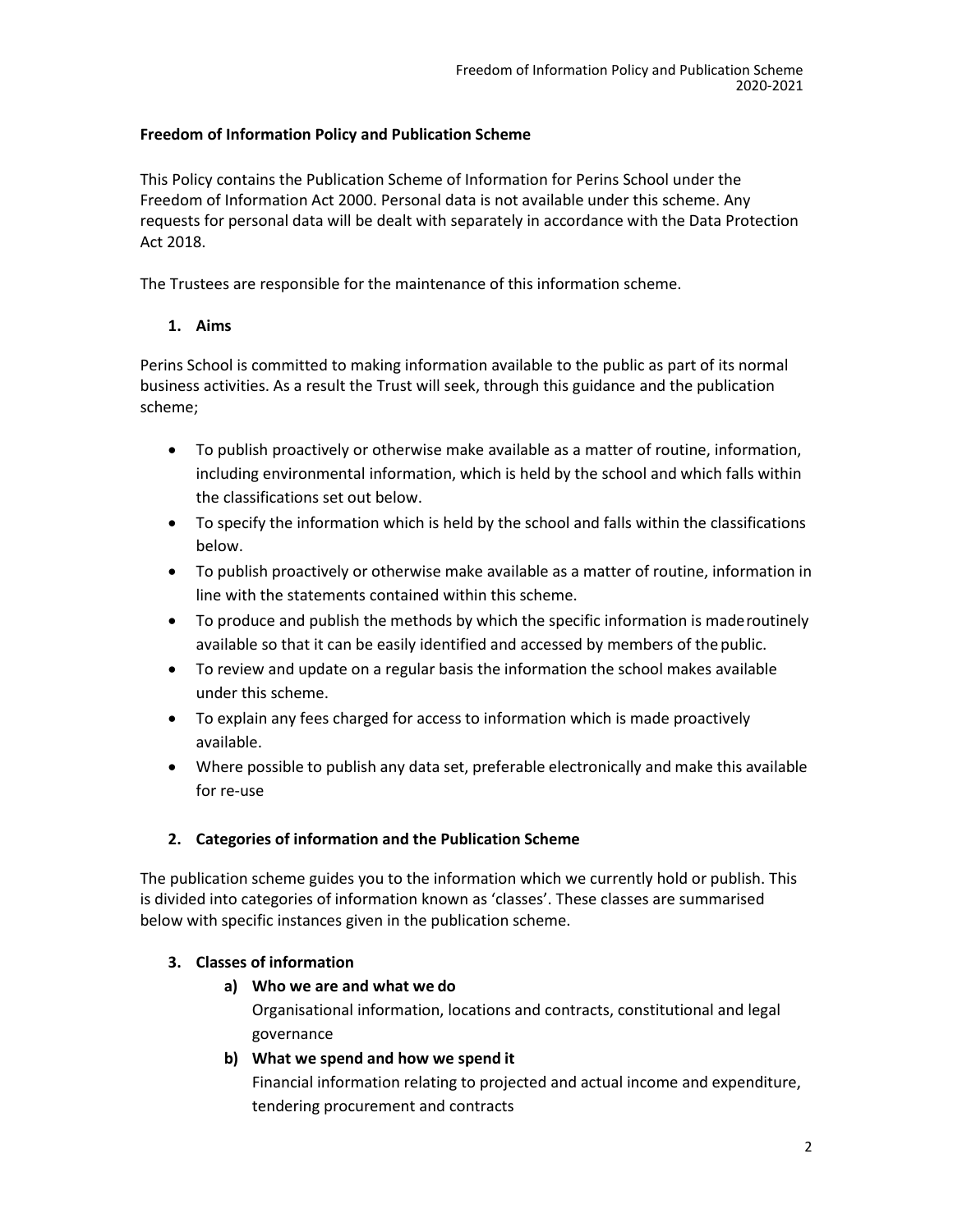## Freedom of Information Policy and Publication Scheme

This Policy contains the Publication Scheme of Information for Perins School under the Freedom of Information Act 2000. Personal data is not available under this scheme. Any requests for personal data will be dealt with separately in accordance with the Data Protection Act 2018.

The Trustees are responsible for the maintenance of this information scheme.

### 1. Aims

Perins School is committed to making information available to the public as part of its normal business activities. As a result the Trust will seek, through this guidance and the publication scheme;

- To publish proactively or otherwise make available as a matter of routine, information, including environmental information, which is held by the school and which falls within the classifications set out below.
- To specify the information which is held by the school and falls within the classifications below.
- To publish proactively or otherwise make available as a matter of routine, information in line with the statements contained within this scheme.
- To produce and publish the methods by which the specific information is made routinely available so that it can be easily identified and accessed by members of the public.
- To review and update on a regular basis the information the school makes available under this scheme.
- To explain any fees charged for access to information which is made proactively available.
- Where possible to publish any data set, preferable electronically and make this available for re-use

### 2. Categories of information and the Publication Scheme

The publication scheme guides you to the information which we currently hold or publish. This is divided into categories of information known as 'classes'. These classes are summarised below with specific instances given in the publication scheme.

### 3. Classes of information

**a) Who we are and what we do**

Organisational information, locations and contracts, constitutional and legal governance

**b) What we spend and how we spend it**

Financial information relating to projected and actual income and expenditure, tendering procurement and contracts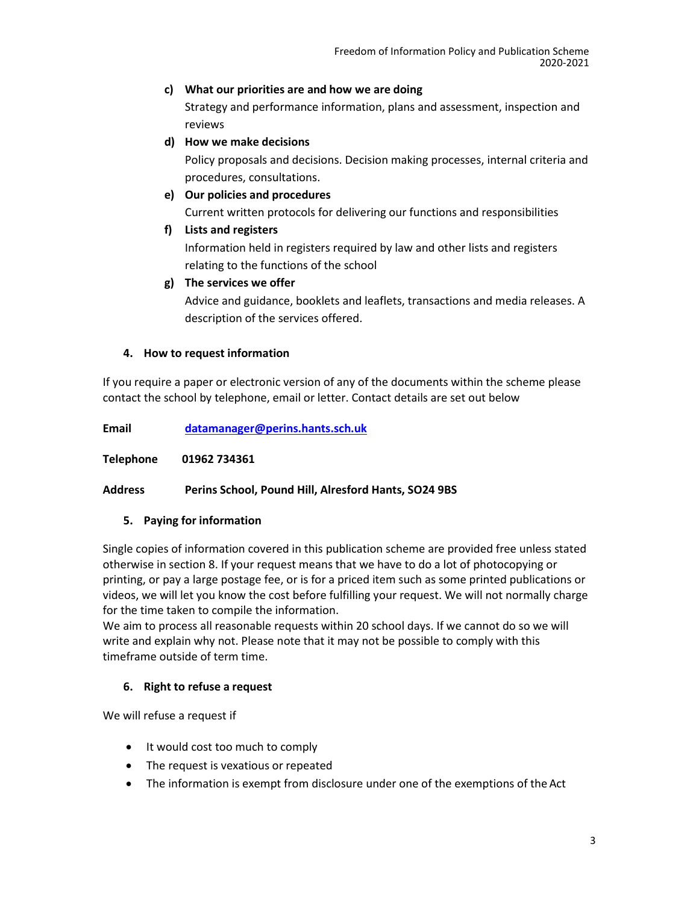c) **What our priorities are and how we are doing**
   Strategy and performance information, plans and assessment, inspection and reviews

d) **How we make decisions**
   Policy proposals and decisions. Decision making processes, internal criteria and procedures, consultations.

e) **Our policies and procedures**
   Current written protocols for delivering our functions and responsibilities

f) **Lists and registers**
   Information held in registers required by law and other lists and registers relating to the functions of the school

g) **The services we offer**
   Advice and guidance, booklets and leaflets, transactions and media releases. A description of the services offered.

## 4. How to request information

If you require a paper or electronic version of any of the documents within the scheme please contact the school by telephone, email or letter. Contact details are set out below

**Email** [datamanager@perins.hants.sch.uk](mailto:datamanager@perins.hants.sch.uk)

**Telephone 01962 734361**

**Address Perins School, Pound Hill, Alresford Hants, SO24 9BS**

## 5. Paying for information

Single copies of information covered in this publication scheme are provided free unless stated otherwise in section 8. If your request means that we have to do a lot of photocopying or printing, or pay a large postage fee, or is for a priced item such as some printed publications or videos, we will let you know the cost before fulfilling your request. We will not normally charge for the time taken to compile the information.
We aim to process all reasonable requests within 20 school days. If we cannot do so we will write and explain why not. Please note that it may not be possible to comply with this timeframe outside of term time.

## 6. Right to refuse a request

We will refuse a request if

- It would cost too much to comply
- The request is vexatious or repeated
- The information is exempt from disclosure under one of the exemptions of the Act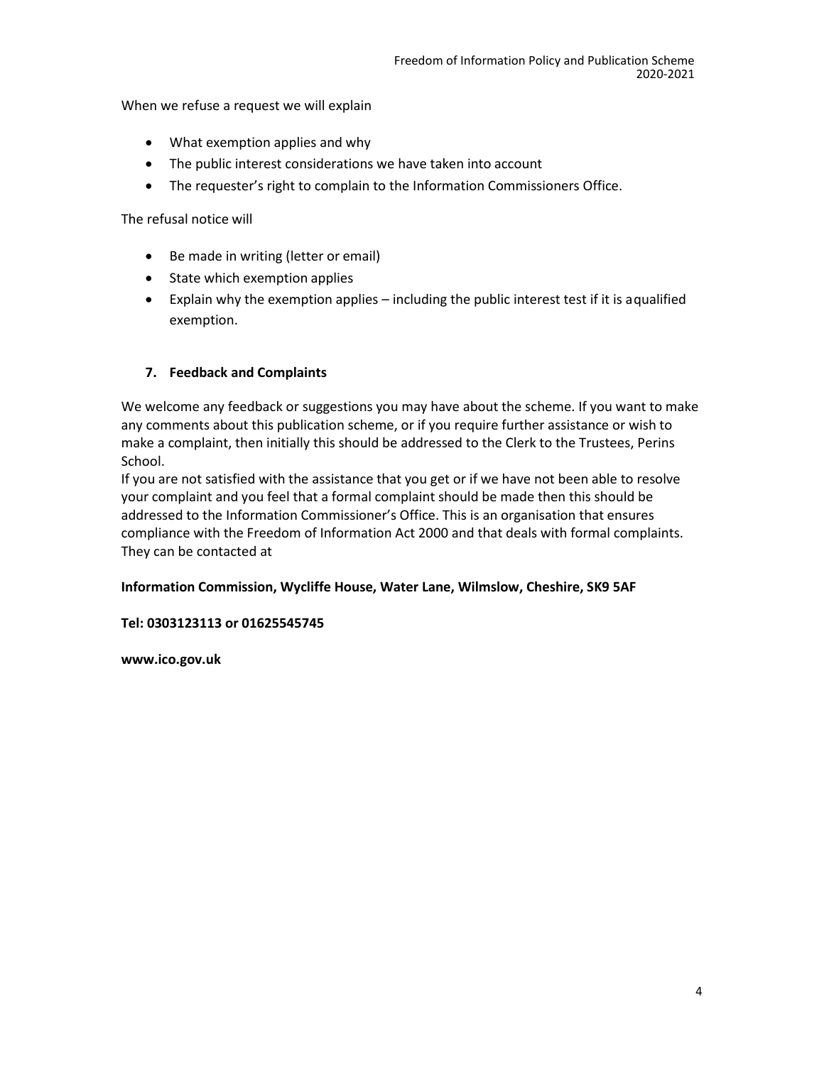When we refuse a request we will explain

- What exemption applies and why
- The public interest considerations we have taken into account
- The requester's right to complain to the Information Commissioners Office.

The refusal notice will

- Be made in writing (letter or email)
- State which exemption applies
- Explain why the exemption applies – including the public interest test if it is aqualified exemption.

## 7. Feedback and Complaints

We welcome any feedback or suggestions you may have about the scheme. If you want to make any comments about this publication scheme, or if you require further assistance or wish to make a complaint, then initially this should be addressed to the Clerk to the Trustees, Perins School.

If you are not satisfied with the assistance that you get or if we have not been able to resolve your complaint and you feel that a formal complaint should be made then this should be addressed to the Information Commissioner's Office. This is an organisation that ensures compliance with the Freedom of Information Act 2000 and that deals with formal complaints. They can be contacted at

**Information Commission, Wycliffe House, Water Lane, Wilmslow, Cheshire, SK9 5AF**

**Tel: 0303123113 or 01625545745**

**www.ico.gov.uk**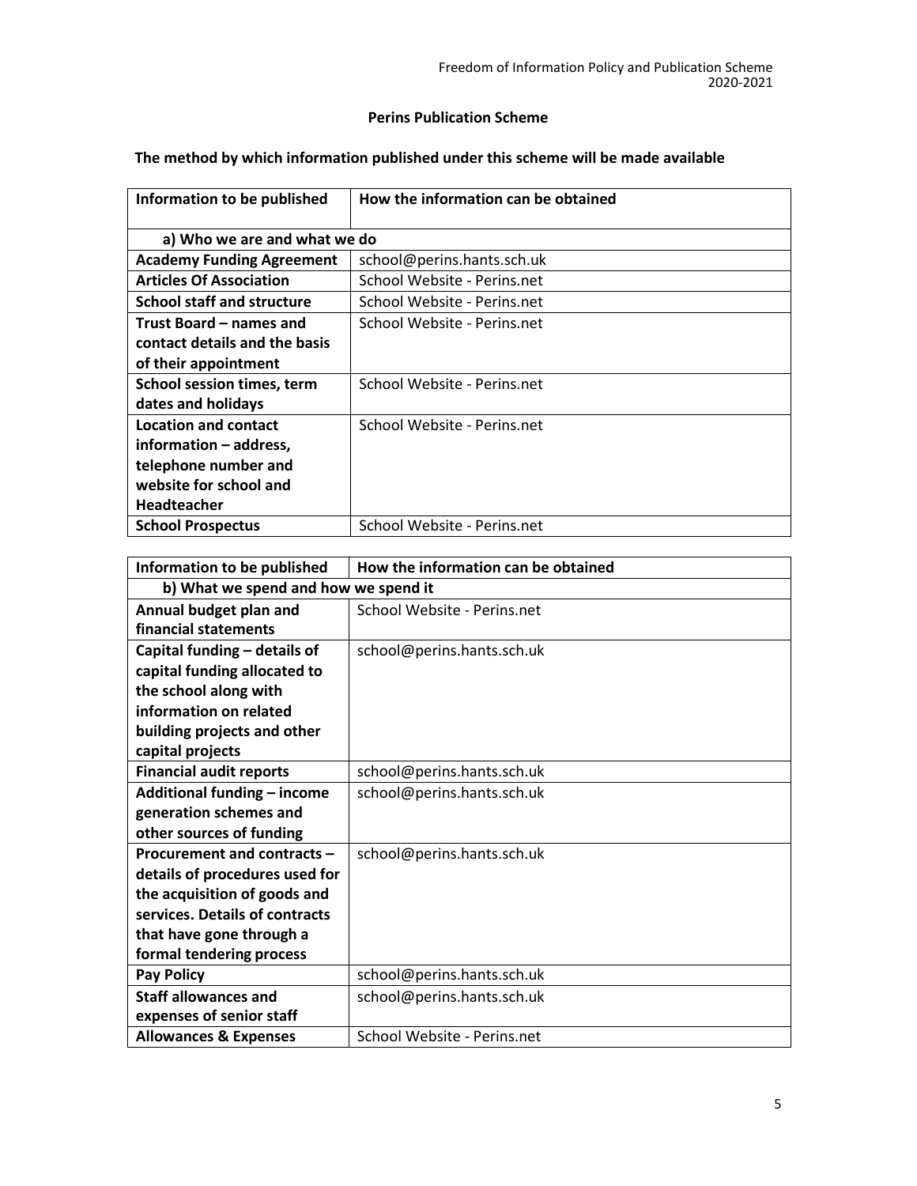## Perins Publication Scheme

### The method by which information published under this scheme will be made available

| Information to be published | How the information can be obtained |
|---|---|
| **a) Who we are and what we do** | |
| **Academy Funding Agreement** | school@perins.hants.sch.uk |
| **Articles Of Association** | School Website - Perins.net |
| **School staff and structure** | School Website - Perins.net |
| **Trust Board – names and contact details and the basis of their appointment** | School Website - Perins.net |
| **School session times, term dates and holidays** | School Website - Perins.net |
| **Location and contact information – address, telephone number and website for school and Headteacher** | School Website - Perins.net |
| **School Prospectus** | School Website - Perins.net |

| Information to be published | How the information can be obtained |
|---|---|
| **b) What we spend and how we spend it** | |
| **Annual budget plan and financial statements** | School Website - Perins.net |
| **Capital funding – details of capital funding allocated to the school along with information on related building projects and other capital projects** | school@perins.hants.sch.uk |
| **Financial audit reports** | school@perins.hants.sch.uk |
| **Additional funding – income generation schemes and other sources of funding** | school@perins.hants.sch.uk |
| **Procurement and contracts – details of procedures used for the acquisition of goods and services. Details of contracts that have gone through a formal tendering process** | school@perins.hants.sch.uk |
| **Pay Policy** | school@perins.hants.sch.uk |
| **Staff allowances and expenses of senior staff** | school@perins.hants.sch.uk |
| **Allowances & Expenses** | School Website - Perins.net |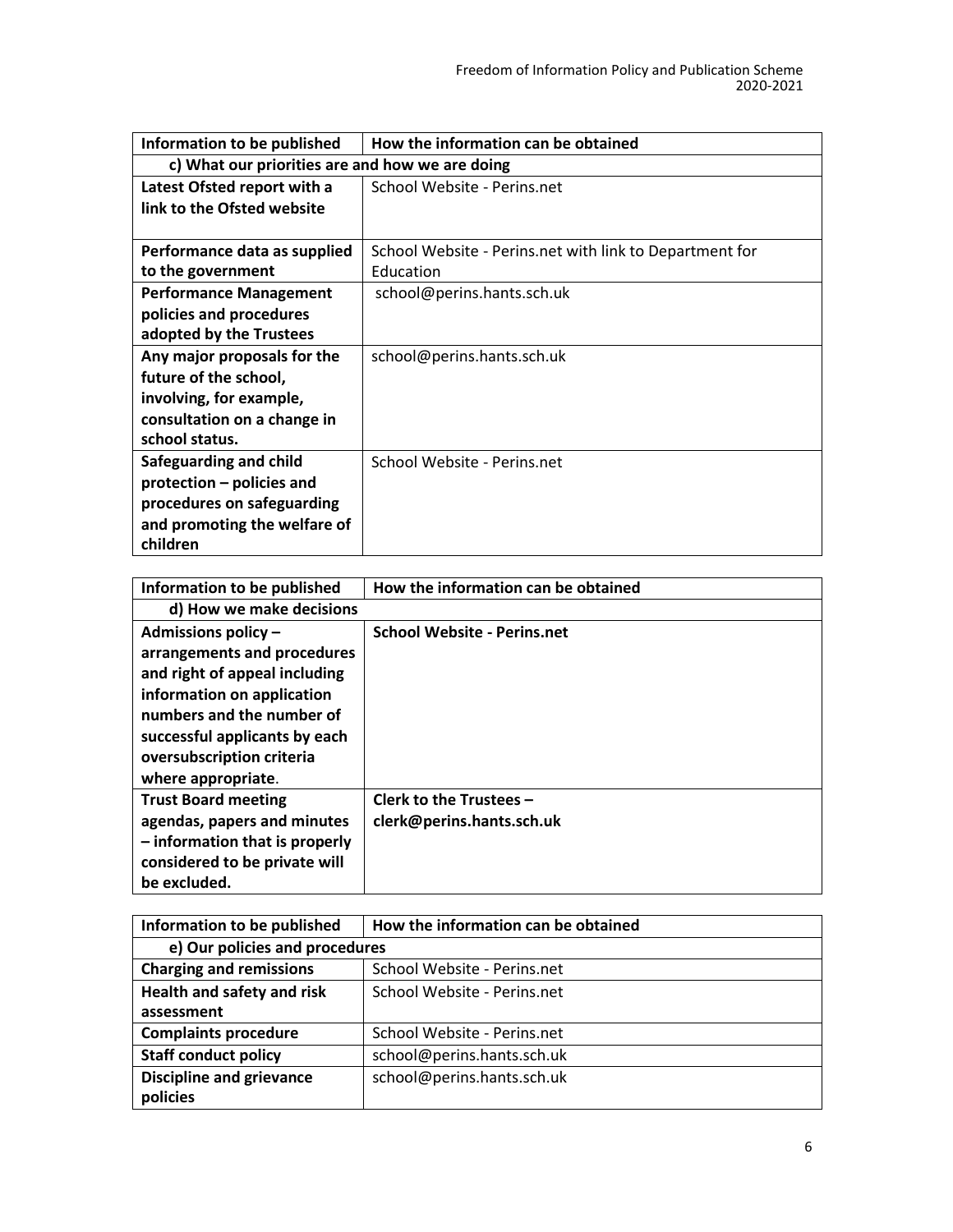| **Information to be published** | **How the information can be obtained** |
|---|---|
| **c) What our priorities are and how we are doing** | |
| **Latest Ofsted report with a link to the Ofsted website** | School Website - Perins.net |
| **Performance data as supplied to the government** | School Website - Perins.net with link to Department for Education |
| **Performance Management policies and procedures adopted by the Trustees** | school@perins.hants.sch.uk |
| **Any major proposals for the future of the school, involving, for example, consultation on a change in school status.** | school@perins.hants.sch.uk |
| **Safeguarding and child protection – policies and procedures on safeguarding and promoting the welfare of children** | School Website - Perins.net |

| **Information to be published** | **How the information can be obtained** |
|---|---|
| **d) How we make decisions** | |
| **Admissions policy – arrangements and procedures and right of appeal including information on application numbers and the number of successful applicants by each oversubscription criteria where appropriate**. | **School Website - Perins.net** |
| **Trust Board meeting agendas, papers and minutes – information that is properly considered to be private will be excluded.** | **Clerk to the Trustees – clerk@perins.hants.sch.uk** |

| **Information to be published** | **How the information can be obtained** |
|---|---|
| **e) Our policies and procedures** | |
| **Charging and remissions** | School Website - Perins.net |
| **Health and safety and risk assessment** | School Website - Perins.net |
| **Complaints procedure** | School Website - Perins.net |
| **Staff conduct policy** | school@perins.hants.sch.uk |
| **Discipline and grievance policies** | school@perins.hants.sch.uk |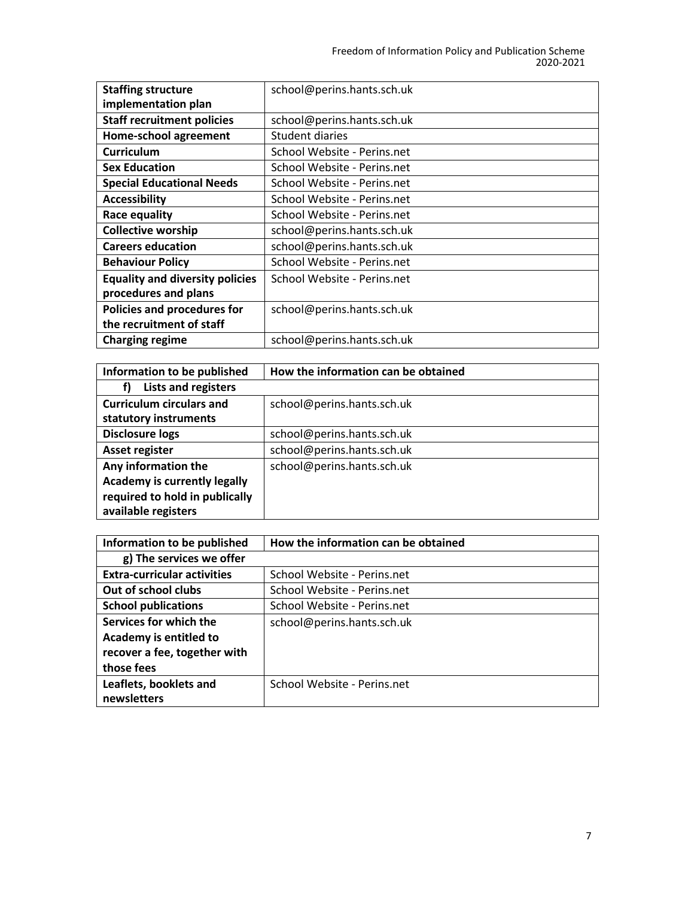| | |
|---|---|
| **Staffing structure implementation plan** | school@perins.hants.sch.uk |
| **Staff recruitment policies** | school@perins.hants.sch.uk |
| **Home-school agreement** | Student diaries |
| **Curriculum** | School Website - Perins.net |
| **Sex Education** | School Website - Perins.net |
| **Special Educational Needs** | School Website - Perins.net |
| **Accessibility** | School Website - Perins.net |
| **Race equality** | School Website - Perins.net |
| **Collective worship** | school@perins.hants.sch.uk |
| **Careers education** | school@perins.hants.sch.uk |
| **Behaviour Policy** | School Website - Perins.net |
| **Equality and diversity policies procedures and plans** | School Website - Perins.net |
| **Policies and procedures for the recruitment of staff** | school@perins.hants.sch.uk |
| **Charging regime** | school@perins.hants.sch.uk |

| Information to be published | How the information can be obtained |
|---|---|
| **f) Lists and registers** | |
| **Curriculum circulars and statutory instruments** | school@perins.hants.sch.uk |
| **Disclosure logs** | school@perins.hants.sch.uk |
| **Asset register** | school@perins.hants.sch.uk |
| **Any information the Academy is currently legally required to hold in publically available registers** | school@perins.hants.sch.uk |

| Information to be published | How the information can be obtained |
|---|---|
| **g) The services we offer** | |
| **Extra-curricular activities** | School Website - Perins.net |
| **Out of school clubs** | School Website - Perins.net |
| **School publications** | School Website - Perins.net |
| **Services for which the Academy is entitled to recover a fee, together with those fees** | school@perins.hants.sch.uk |
| **Leaflets, booklets and newsletters** | School Website - Perins.net |